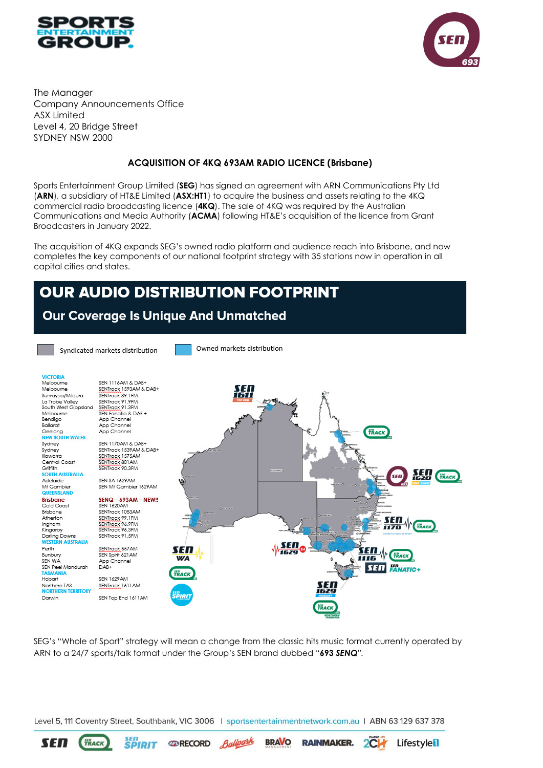The Manager
Company Announcements Office
ASX Limited
Level 4, 20 Bridge Street
SYDNEY NSW 2000

## ACQUISITION OF 4KQ 693AM RADIO LICENCE (Brisbane)

Sports Entertainment Group Limited (**SEG**) has signed an agreement with ARN Communications Pty Ltd (**ARN**), a subsidiary of HT&E Limited (**ASX:HT1**) to acquire the business and assets relating to the 4KQ commercial radio broadcasting licence (**4KQ**). The sale of 4KQ was required by the Australian Communications and Media Authority (**ACMA**) following HT&E's acquisition of the licence from Grant Broadcasters in January 2022.

The acquisition of 4KQ expands SEG's owned radio platform and audience reach into Brisbane, and now completes the key components of our national footprint strategy with 35 stations now in operation in all capital cities and states.

## OUR AUDIO DISTRIBUTION FOOTPRINT

### Our Coverage Is Unique And Unmatched

Syndicated markets distribution | Owned markets distribution

| Location | Station |
|---|---|
| **VICTORIA** | |
| Melbourne | SEN 1116AM & DAB+ |
| Melbourne | SENTrack 1593AM & DAB+ |
| Sunraysia/Mildura | SENTrack 89.1FM |
| La Trobe Valley | SENTrack 91.9FM |
| South West Gippsland | SENTrack 91.3FM |
| Melbourne | SEN Fanatic & DAB + |
| Bendigo | App Channel |
| Ballarat | App Channel |
| Geelong | App Channel |
| **NEW SOUTH WALES** | |
| Sydney | SEN 1170AM & DAB+ |
| Sydney | SENTrack 1539AM & DAB+ |
| Illawarra | SENTrack 1575AM |
| Central Coast | SENTrack 801AM |
| Griffith | SENTrack 90.3FM |
| **SOUTH AUSTRALIA** | |
| Adelaide | SEN SA 1629AM |
| Mt Gambier | SEN Mt Gambier 1629AM |
| **QUEENSLAND** | |
| **Brisbane** | **SENQ – 693AM – NEW!!** |
| Gold Coast | SEN 1620AM |
| Brisbane | SENTrack 1053AM |
| Atherton | SENTrack 99.1FM |
| Ingham | SENTrack 96.9FM |
| Kingaroy | SENTrack 96.3FM |
| Darling Downs | SENTrack 91.5FM |
| **WESTERN AUSTRALIA** | |
| Perth | SENTrack 657AM |
| Bunbury | SEN Spirit 621AM |
| SEN WA | App Channel |
| SEN Peel Mandurah | DAB+ |
| **TASMANIA** | |
| Hobart | SEN 1629AM |
| Northern TAS | SENTrack 1611AM |
| **NORTHERN TERRITORY** | |
| Darwin | SEN Top End 1611AM |

SEG's "Whole of Sport" strategy will mean a change from the classic hits music format currently operated by ARN to a 24/7 sports/talk format under the Group's SEN brand dubbed "***693 SENQ***".

Level 5, 111 Coventry Street, Southbank, VIC 3006 | sportsentertainmentnetwork.com.au | ABN 63 129 637 378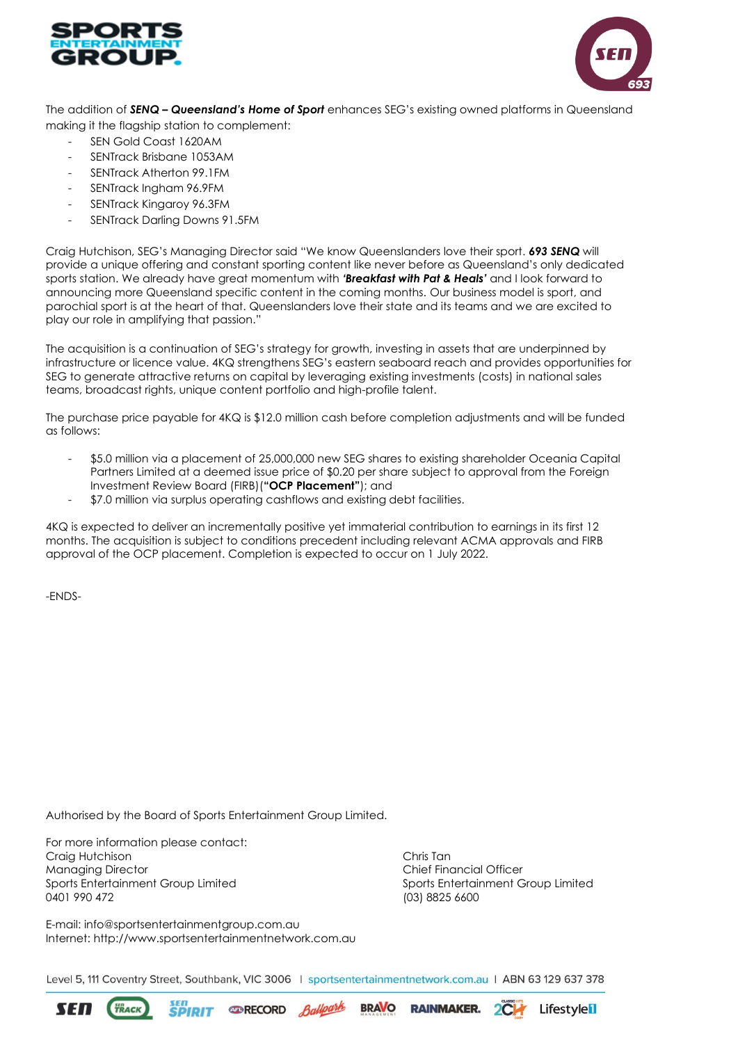The addition of ***SENQ – Queensland's Home of Sport*** enhances SEG's existing owned platforms in Queensland making it the flagship station to complement:

- SEN Gold Coast 1620AM
- SENTrack Brisbane 1053AM
- SENTrack Atherton 99.1FM
- SENTrack Ingham 96.9FM
- SENTrack Kingaroy 96.3FM
- SENTrack Darling Downs 91.5FM

Craig Hutchison, SEG's Managing Director said "We know Queenslanders love their sport. ***693 SENQ*** will provide a unique offering and constant sporting content like never before as Queensland's only dedicated sports station. We already have great momentum with ***'Breakfast with Pat & Heals'*** and I look forward to announcing more Queensland specific content in the coming months. Our business model is sport, and parochial sport is at the heart of that. Queenslanders love their state and its teams and we are excited to play our role in amplifying that passion."

The acquisition is a continuation of SEG's strategy for growth, investing in assets that are underpinned by infrastructure or licence value. 4KQ strengthens SEG's eastern seaboard reach and provides opportunities for SEG to generate attractive returns on capital by leveraging existing investments (costs) in national sales teams, broadcast rights, unique content portfolio and high-profile talent.

The purchase price payable for 4KQ is $12.0 million cash before completion adjustments and will be funded as follows:

- $5.0 million via a placement of 25,000,000 new SEG shares to existing shareholder Oceania Capital Partners Limited at a deemed issue price of $0.20 per share subject to approval from the Foreign Investment Review Board (FIRB)(**"OCP Placement"**); and
- $7.0 million via surplus operating cashflows and existing debt facilities.

4KQ is expected to deliver an incrementally positive yet immaterial contribution to earnings in its first 12 months. The acquisition is subject to conditions precedent including relevant ACMA approvals and FIRB approval of the OCP placement. Completion is expected to occur on 1 July 2022.

-ENDS-

Authorised by the Board of Sports Entertainment Group Limited.

For more information please contact:

Craig Hutchison
Managing Director
Sports Entertainment Group Limited
0401 990 472

Chris Tan
Chief Financial Officer
Sports Entertainment Group Limited
(03) 8825 6600

E-mail: info@sportsentertainmentgroup.com.au
Internet: http://www.sportsentertainmentnetwork.com.au

Level 5, 111 Coventry Street, Southbank, VIC 3006 | sportsentertainmentnetwork.com.au | ABN 63 129 637 378